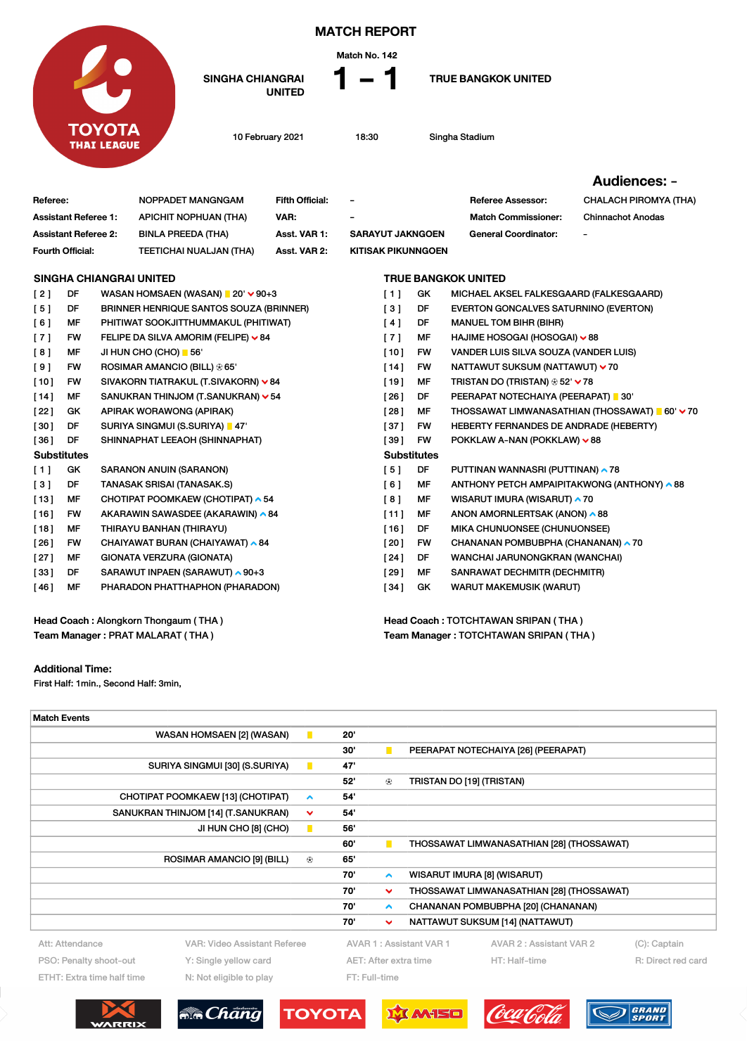# MATCH REPORT

Match No. 142

**SINGHA CHIANGRAI UNITED** 1 – 1 **TRUE BANGKOK UNITED**

10 February 2021 | 18:30 | Singha Stadium

**Audiences: -**

| | | | | | |
|---|---|---|---|---|---|
| **Referee:** | NOPPADET MANGNGAM | **Fifth Official:** | - | **Referee Assessor:** | CHALACH PIROMYA (THA) |
| **Assistant Referee 1:** | APICHIT NOPHUAN (THA) | **VAR:** | - | **Match Commissioner:** | Chinnachot Anodas |
| **Assistant Referee 2:** | BINLA PREEDA (THA) | **Asst. VAR 1:** | SARAYUT JAKNGOEN | **General Coordinator:** | - |
| **Fourth Official:** | TEETICHAI NUALJAN (THA) | **Asst. VAR 2:** | KITISAK PIKUNNGOEN | | |

## SINGHA CHIANGRAI UNITED

- [ 2 ] DF WASAN HOMSAEN (WASAN) Y 20' ⌄ 90+3
- [ 5 ] DF BRINNER HENRIQUE SANTOS SOUZA (BRINNER)
- [ 6 ] MF PHITIWAT SOOKJITTHUMMAKUL (PHITIWAT)
- [ 7 ] FW FELIPE DA SILVA AMORIM (FELIPE) ⌄ 84
- [ 8 ] MF JI HUN CHO (CHO) Y 56'
- [ 9 ] FW ROSIMAR AMANCIO (BILL) ⚽ 65'
- [ 10 ] FW SIVAKORN TIATRAKUL (T.SIVAKORN) ⌄ 84
- [ 14 ] MF SANUKRAN THINJOM (T.SANUKRAN) ⌄ 54
- [ 22 ] GK APIRAK WORAWONG (APIRAK)
- [ 30 ] DF SURIYA SINGMUI (S.SURIYA) Y 47'
- [ 36 ] DF SHINNAPHAT LEEAOH (SHINNAPHAT)

**Substitutes**

- [ 1 ] GK SARANON ANUIN (SARANON)
- [ 3 ] DF TANASAK SRISAI (TANASAK.S)
- [ 13 ] MF CHOTIPAT POOMKAEW (CHOTIPAT) ^ 54
- [ 16 ] FW AKARAWIN SAWASDEE (AKARAWIN) ^ 84
- [ 18 ] MF THIRAYU BANHAN (THIRAYU)
- [ 26 ] FW CHAIYAWAT BURAN (CHAIYAWAT) ^ 84
- [ 27 ] MF GIONATA VERZURA (GIONATA)
- [ 33 ] DF SARAWUT INPAEN (SARAWUT) ^ 90+3
- [ 46 ] MF PHARADON PHATTHAPHON (PHARADON)

**Head Coach :** Alongkorn Thongaum ( THA )
**Team Manager :** PRAT MALARAT ( THA )

## TRUE BANGKOK UNITED

- [ 1 ] GK MICHAEL AKSEL FALKESGAARD (FALKESGAARD)
- [ 3 ] DF EVERTON GONCALVES SATURNINO (EVERTON)
- [ 4 ] DF MANUEL TOM BIHR (BIHR)
- [ 7 ] MF HAJIME HOSOGAI (HOSOGAI) ⌄ 88
- [ 10 ] FW VANDER LUIS SILVA SOUZA (VANDER LUIS)
- [ 14 ] FW NATTAWUT SUKSUM (NATTAWUT) ⌄ 70
- [ 19 ] MF TRISTAN DO (TRISTAN) ⚽ 52' ⌄ 78
- [ 26 ] DF PEERAPAT NOTECHAIYA (PEERAPAT) Y 30'
- [ 28 ] MF THOSSAWAT LIMWANNASATHIAN (THOSSAWAT) Y 60' ⌄ 70
- [ 37 ] FW HEBERTY FERNANDES DE ANDRADE (HEBERTY)
- [ 39 ] FW POKKLAW A-NAN (POKKLAW) ⌄ 88

**Substitutes**

- [ 5 ] DF PUTTINAN WANNASRI (PUTTINAN) ^ 78
- [ 6 ] MF ANTHONY PETCH AMPAIPITAKWONG (ANTHONY) ^ 88
- [ 8 ] MF WISARUT IMURA (WISARUT) ^ 70
- [ 11 ] MF ANON AMORNLERTSAK (ANON) ^ 88
- [ 16 ] DF MIKA CHUNUONSEE (CHUNUONSEE)
- [ 20 ] FW CHANANAN POMBUBPHA (CHANANAN) ^ 70
- [ 24 ] DF WANCHAI JARUNONGKRAN (WANCHAI)
- [ 29 ] MF SANRAWAT DECHMITR (DECHMITR)
- [ 34 ] GK WARUT MAKEMUSIK (WARUT)

**Head Coach :** TOTCHTAWAN SRIPAN ( THA )
**Team Manager :** TOTCHTAWAN SRIPAN ( THA )

**Additional Time:**
First Half: 1min., Second Half: 3min,

## Match Events

| Home | | Min | | Away |
|---|---|---|---|---|
| WASAN HOMSAEN [2] (WASAN) | Y | 20' | | |
| | | 30' | Y | PEERAPAT NOTECHAIYA [26] (PEERAPAT) |
| SURIYA SINGMUI [30] (S.SURIYA) | Y | 47' | | |
| | | 52' | ⚽ | TRISTAN DO [19] (TRISTAN) |
| CHOTIPAT POOMKAEW [13] (CHOTIPAT) | ^ | 54' | | |
| SANUKRAN THINJOM [14] (T.SANUKRAN) | ⌄ | 54' | | |
| JI HUN CHO [8] (CHO) | Y | 56' | | |
| | | 60' | Y | THOSSAWAT LIMWANASATHIAN [28] (THOSSAWAT) |
| ROSIMAR AMANCIO [9] (BILL) | ⚽ | 65' | | |
| | | 70' | ^ | WISARUT IMURA [8] (WISARUT) |
| | | 70' | ⌄ | THOSSAWAT LIMWANASATHIAN [28] (THOSSAWAT) |
| | | 70' | ^ | CHANANAN POMBUBPHA [20] (CHANANAN) |
| | | 70' | ⌄ | NATTAWUT SUKSUM [14] (NATTAWUT) |

Att: Attendance | VAR: Video Assistant Referee | AVAR 1 : Assistant VAR 1 | AVAR 2 : Assistant VAR 2 | (C): Captain
PSO: Penalty shoot-out | Y: Single yellow card | AET: After extra time | HT: Half-time | R: Direct red card
ETHT: Extra time half time | N: Not eligible to play | FT: Full-time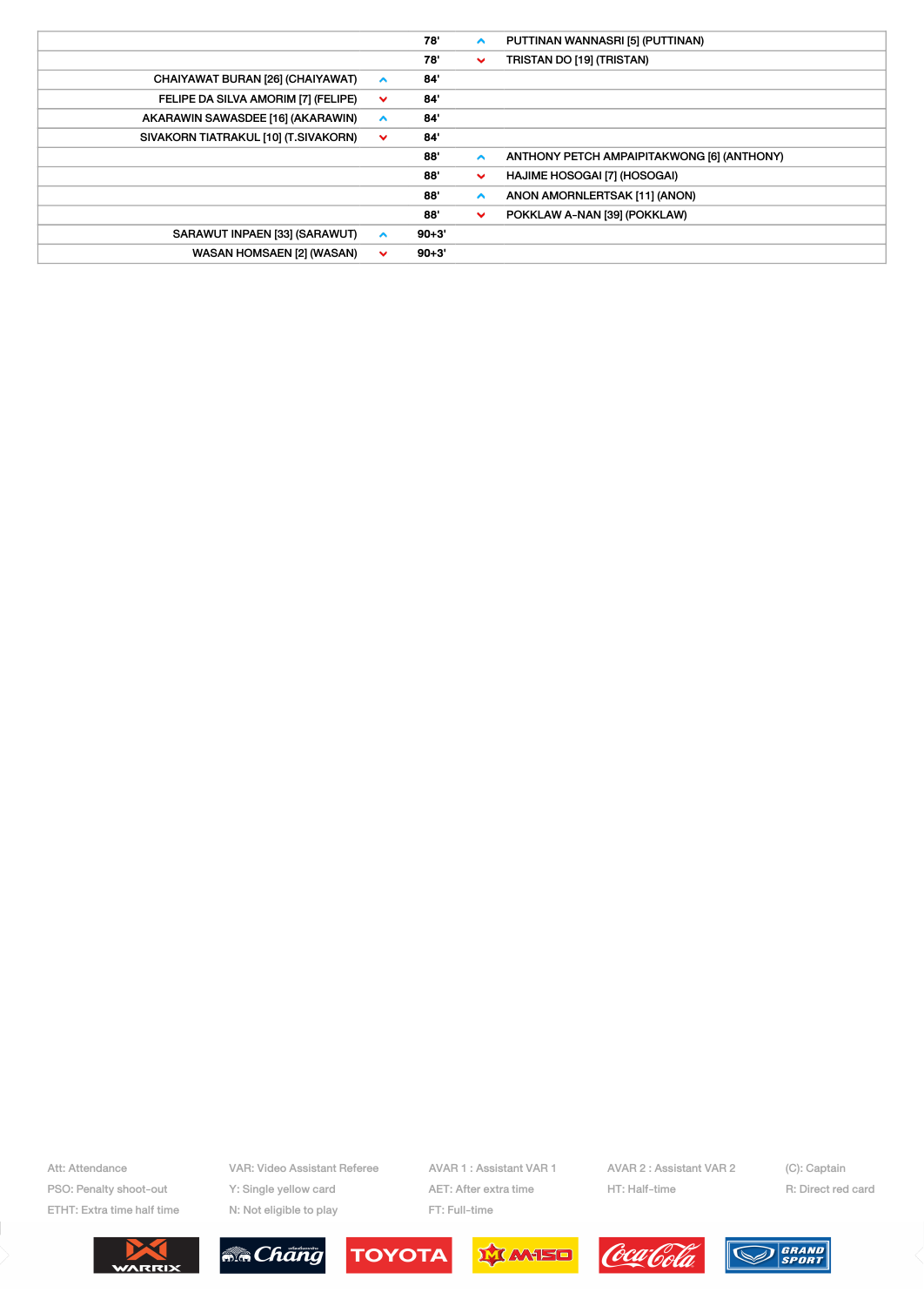| | | | | |
|---|---|---|---|---|
| | | 78' | ^ | PUTTINAN WANNASRI [5] (PUTTINAN) |
| | | 78' | v | TRISTAN DO [19] (TRISTAN) |
| CHAIYAWAT BURAN [26] (CHAIYAWAT) | ^ | 84' | | |
| FELIPE DA SILVA AMORIM [7] (FELIPE) | v | 84' | | |
| AKARAWIN SAWASDEE [16] (AKARAWIN) | ^ | 84' | | |
| SIVAKORN TIATRAKUL [10] (T.SIVAKORN) | v | 84' | | |
| | | 88' | ^ | ANTHONY PETCH AMPAIPITAKWONG [6] (ANTHONY) |
| | | 88' | v | HAJIME HOSOGAI [7] (HOSOGAI) |
| | | 88' | ^ | ANON AMORNLERTSAK [11] (ANON) |
| | | 88' | v | POKKLAW A-NAN [39] (POKKLAW) |
| SARAWUT INPAEN [33] (SARAWUT) | ^ | 90+3' | | |
| WASAN HOMSAEN [2] (WASAN) | v | 90+3' | | |

Att: Attendance
VAR: Video Assistant Referee
AVAR 1 : Assistant VAR 1
AVAR 2 : Assistant VAR 2
(C): Captain
PSO: Penalty shoot-out
Y: Single yellow card
AET: After extra time
HT: Half-time
R: Direct red card
ETHT: Extra time half time
N: Not eligible to play
FT: Full-time